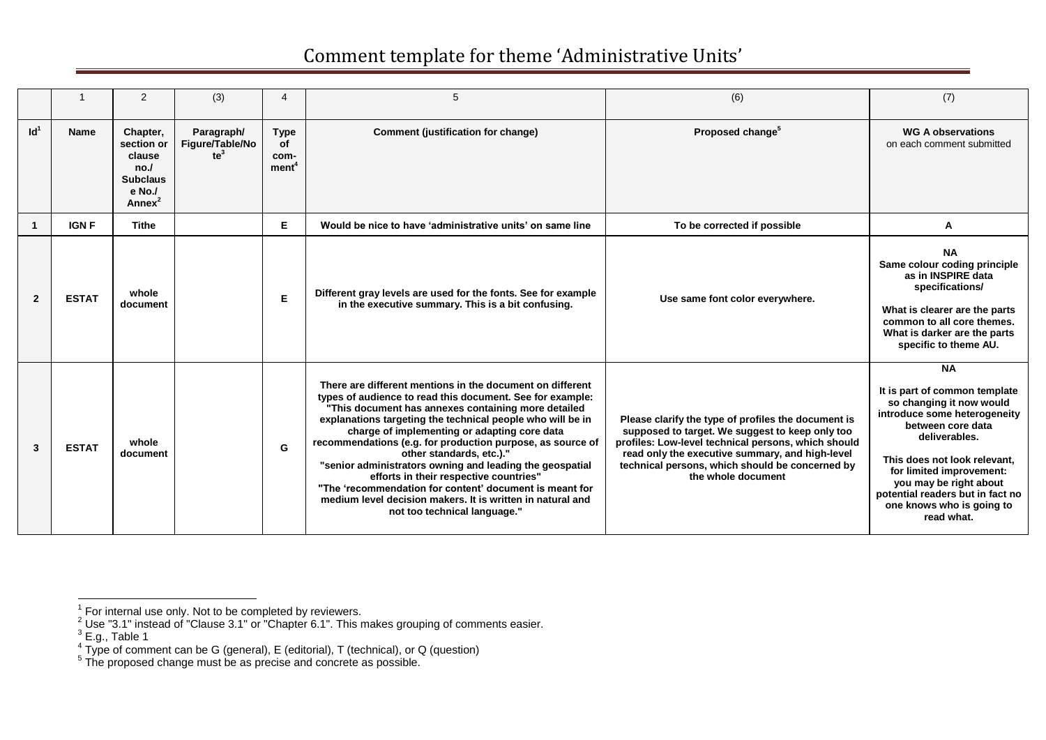# Comment template for theme 'Administrative Units'

| | 1 | 2 | (3) | 4 | 5 | (6) | (7) |
|---|---|---|---|---|---|---|---|
| **Id**[1] | **Name** | **Chapter, section or clause no./ Subclause No./ Annex**[2] | **Paragraph/ Figure/Table/Note**[3] | **Type of comment**[4] | **Comment (justification for change)** | **Proposed change**[5] | **WG A observations** on each comment submitted |
| **1** | **IGN F** | **Tithe** | | **E** | **Would be nice to have 'administrative units' on same line** | **To be corrected if possible** | **A** |
| **2** | **ESTAT** | **whole document** | | **E** | **Different gray levels are used for the fonts. See for example in the executive summary. This is a bit confusing.** | **Use same font color everywhere.** | **NA** **Same colour coding principle as in INSPIRE data specifications/** **What is clearer are the parts common to all core themes. What is darker are the parts specific to theme AU.** |
| **3** | **ESTAT** | **whole document** | | **G** | **There are different mentions in the document on different types of audience to read this document. See for example: "This document has annexes containing more detailed explanations targeting the technical people who will be in charge of implementing or adapting core data recommendations (e.g. for production purpose, as source of other standards, etc.)." "senior administrators owning and leading the geospatial efforts in their respective countries" "The 'recommendation for content' document is meant for medium level decision makers. It is written in natural and not too technical language."** | **Please clarify the type of profiles the document is supposed to target. We suggest to keep only too profiles: Low-level technical persons, which should read only the executive summary, and high-level technical persons, which should be concerned by the whole document** | **NA** **It is part of common template so changing it now would introduce some heterogeneity between core data deliverables.** **This does not look relevant, for limited improvement: you may be right about potential readers but in fact no one knows who is going to read what.** |

[1] For internal use only. Not to be completed by reviewers.
[2] Use "3.1" instead of "Clause 3.1" or "Chapter 6.1". This makes grouping of comments easier.
[3] E.g., Table 1
[4] Type of comment can be G (general), E (editorial), T (technical), or Q (question)
[5] The proposed change must be as precise and concrete as possible.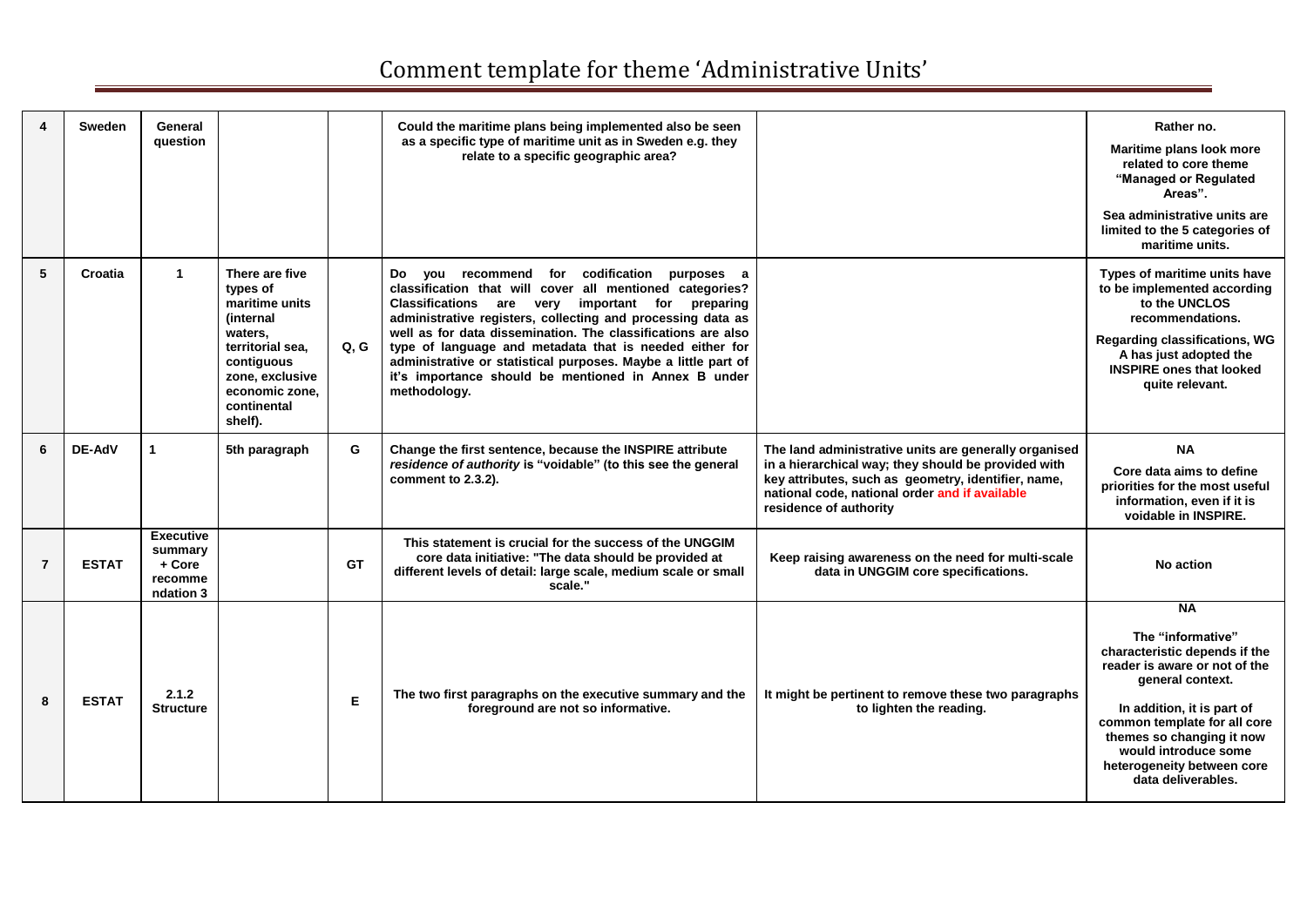# Comment template for theme 'Administrative Units'

| 4 | Sweden | General question | | | Could the maritime plans being implemented also be seen as a specific type of maritime unit as in Sweden e.g. they relate to a specific geographic area? | | Rather no. Maritime plans look more related to core theme "Managed or Regulated Areas". Sea administrative units are limited to the 5 categories of maritime units. |
|---|---|---|---|---|---|---|---|
| 5 | Croatia | 1 | There are five types of maritime units (internal waters, territorial sea, contiguous zone, exclusive economic zone, continental shelf). | Q, G | Do you recommend for codification purposes a classification that will cover all mentioned categories? Classifications are very important for preparing administrative registers, collecting and processing data as well as for data dissemination. The classifications are also type of language and metadata that is needed either for administrative or statistical purposes. Maybe a little part of it's importance should be mentioned in Annex B under methodology. | | Types of maritime units have to be implemented according to the UNCLOS recommendations. Regarding classifications, WG A has just adopted the INSPIRE ones that looked quite relevant. |
| 6 | DE-AdV | 1 | 5th paragraph | G | Change the first sentence, because the INSPIRE attribute *residence of authority* is "voidable" (to this see the general comment to 2.3.2). | The land administrative units are generally organised in a hierarchical way; they should be provided with key attributes, such as geometry, identifier, name, national code, national order and if available residence of authority | NA Core data aims to define priorities for the most useful information, even if it is voidable in INSPIRE. |
| 7 | ESTAT | Executive summary + Core recommendation 3 | | GT | This statement is crucial for the success of the UNGGIM core data initiative: "The data should be provided at different levels of detail: large scale, medium scale or small scale." | Keep raising awareness on the need for multi-scale data in UNGGIM core specifications. | No action |
| 8 | ESTAT | 2.1.2 Structure | | E | The two first paragraphs on the executive summary and the foreground are not so informative. | It might be pertinent to remove these two paragraphs to lighten the reading. | NA The "informative" characteristic depends if the reader is aware or not of the general context. In addition, it is part of common template for all core themes so changing it now would introduce some heterogeneity between core data deliverables. |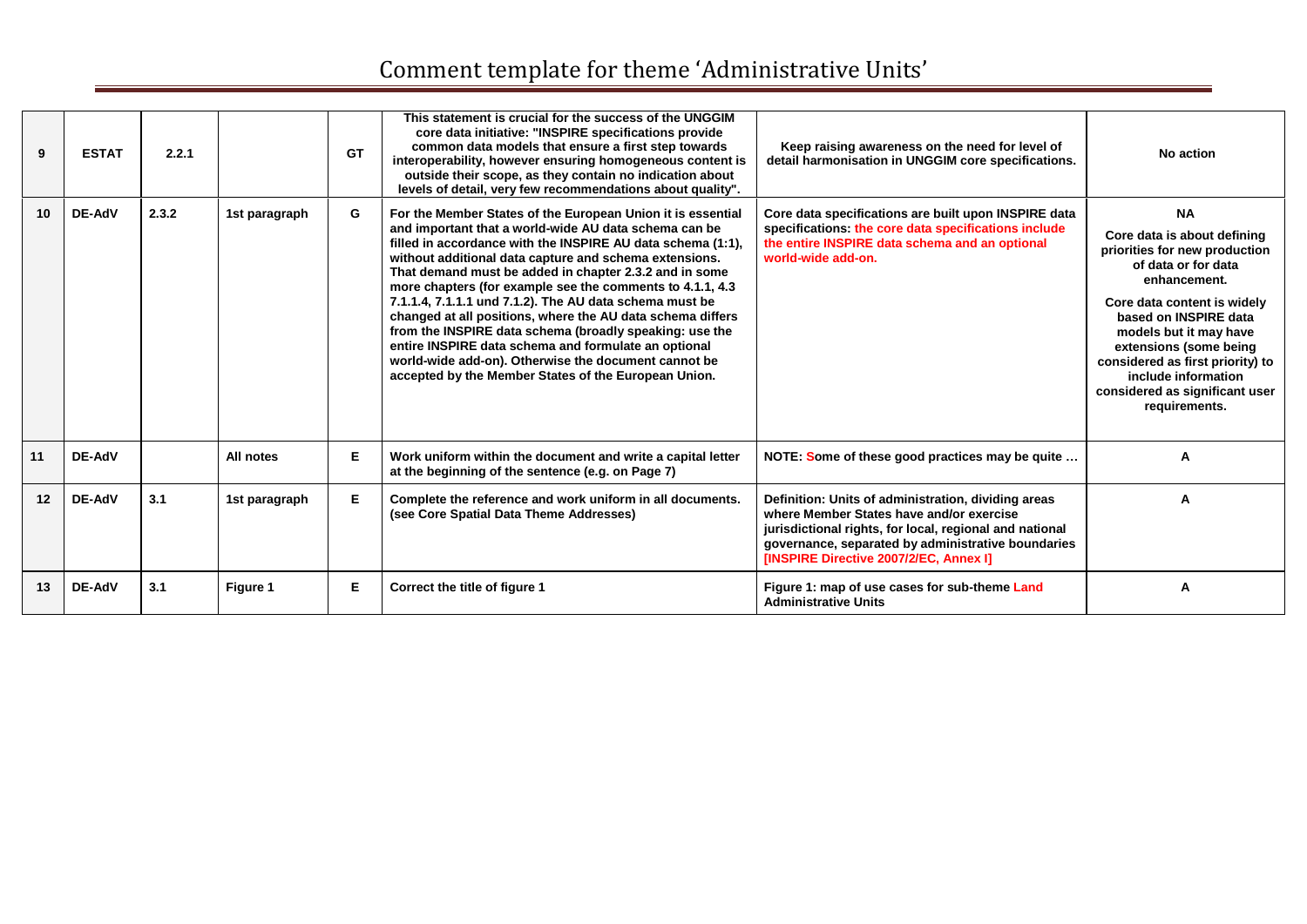# Comment template for theme 'Administrative Units'

| | | | | | | | |
|---|---|---|---|---|---|---|---|
| 9 | ESTAT | 2.2.1 | | GT | This statement is crucial for the success of the UNGGIM core data initiative: "INSPIRE specifications provide common data models that ensure a first step towards interoperability, however ensuring homogeneous content is outside their scope, as they contain no indication about levels of detail, very few recommendations about quality". | Keep raising awareness on the need for level of detail harmonisation in UNGGIM core specifications. | No action |
| 10 | DE-AdV | 2.3.2 | 1st paragraph | G | For the Member States of the European Union it is essential and important that a world-wide AU data schema can be filled in accordance with the INSPIRE AU data schema (1:1), without additional data capture and schema extensions. That demand must be added in chapter 2.3.2 and in some more chapters (for example see the comments to 4.1.1, 4.3 7.1.1.4, 7.1.1.1 und 7.1.2). The AU data schema must be changed at all positions, where the AU data schema differs from the INSPIRE data schema (broadly speaking: use the entire INSPIRE data schema and formulate an optional world-wide add-on). Otherwise the document cannot be accepted by the Member States of the European Union. | Core data specifications are built upon INSPIRE data specifications: the core data specifications include the entire INSPIRE data schema and an optional world-wide add-on. | NA<br><br>Core data is about defining priorities for new production of data or for data enhancement.<br><br>Core data content is widely based on INSPIRE data models but it may have extensions (some being considered as first priority) to include information considered as significant user requirements. |
| 11 | DE-AdV | | All notes | E | Work uniform within the document and write a capital letter at the beginning of the sentence (e.g. on Page 7) | NOTE: Some of these good practices may be quite … | A |
| 12 | DE-AdV | 3.1 | 1st paragraph | E | Complete the reference and work uniform in all documents. (see Core Spatial Data Theme Addresses) | Definition: Units of administration, dividing areas where Member States have and/or exercise jurisdictional rights, for local, regional and national governance, separated by administrative boundaries [INSPIRE Directive 2007/2/EC, Annex I] | A |
| 13 | DE-AdV | 3.1 | Figure 1 | E | Correct the title of figure 1 | Figure 1: map of use cases for sub-theme Land Administrative Units | A |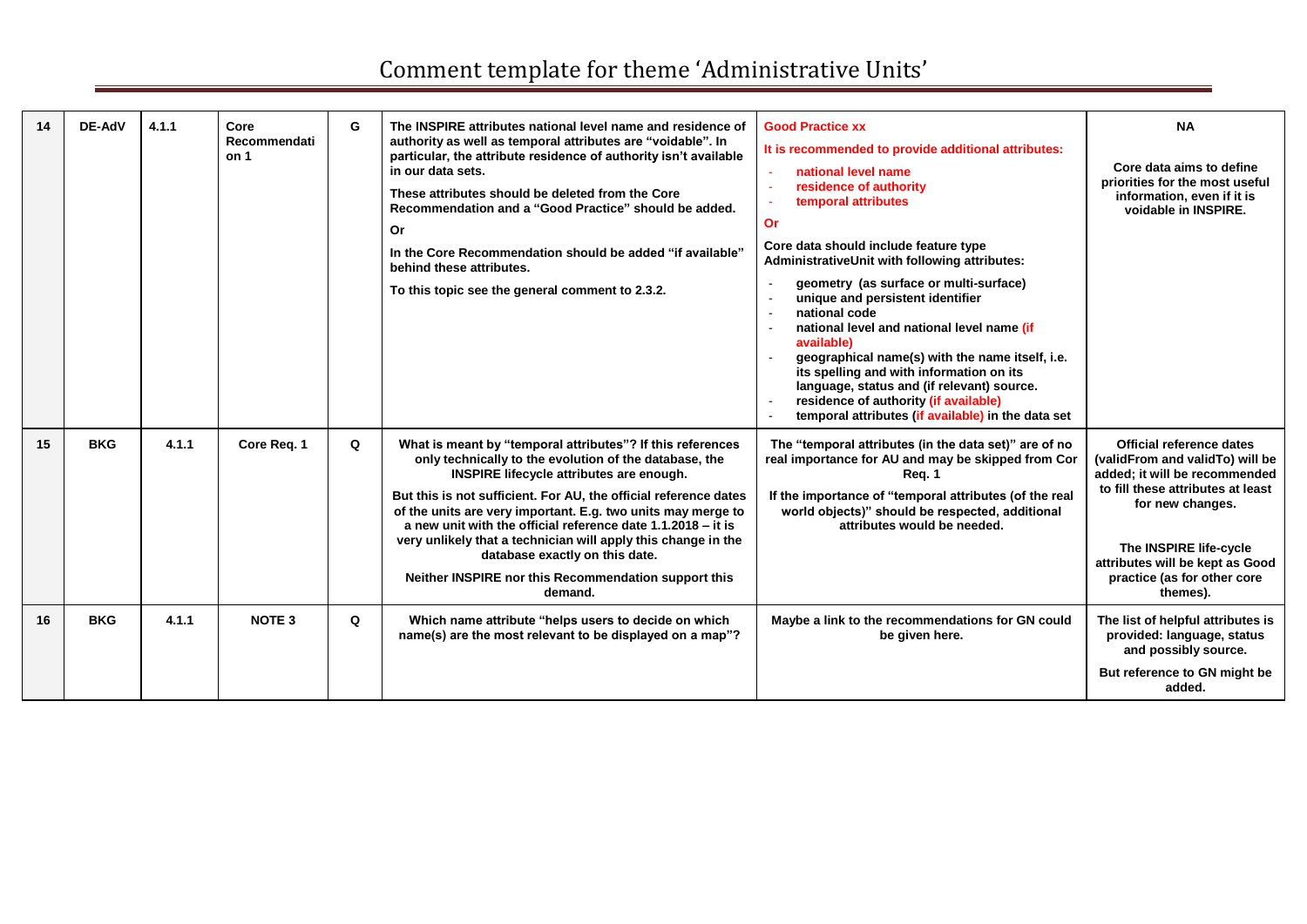# Comment template for theme 'Administrative Units'

| | | | | | | | |
|---|---|---|---|---|---|---|---|
| 14 | DE-AdV | 4.1.1 | Core Recommendation 1 | G | The INSPIRE attributes national level name and residence of authority as well as temporal attributes are "voidable". In particular, the attribute residence of authority isn't available in our data sets.<br><br>These attributes should be deleted from the Core Recommendation and a "Good Practice" should be added.<br><br>Or<br><br>In the Core Recommendation should be added "if available" behind these attributes.<br><br>To this topic see the general comment to 2.3.2. | Good Practice xx<br><br>It is recommended to provide additional attributes:<br>- national level name<br>- residence of authority<br>- temporal attributes<br><br>Or<br><br>Core data should include feature type AdministrativeUnit with following attributes:<br>- geometry (as surface or multi-surface)<br>- unique and persistent identifier<br>- national code<br>- national level and national level name (if available)<br>- geographical name(s) with the name itself, i.e. its spelling and with information on its language, status and (if relevant) source.<br>- residence of authority (if available)<br>- temporal attributes (if available) in the data set | NA<br><br>Core data aims to define priorities for the most useful information, even if it is voidable in INSPIRE. |
| 15 | BKG | 4.1.1 | Core Req. 1 | Q | What is meant by "temporal attributes"? If this references only technically to the evolution of the database, the INSPIRE lifecycle attributes are enough.<br><br>But this is not sufficient. For AU, the official reference dates of the units are very important. E.g. two units may merge to a new unit with the official reference date 1.1.2018 – it is very unlikely that a technician will apply this change in the database exactly on this date.<br><br>Neither INSPIRE nor this Recommendation support this demand. | The "temporal attributes (in the data set)" are of no real importance for AU and may be skipped from Cor Req. 1<br><br>If the importance of "temporal attributes (of the real world objects)" should be respected, additional attributes would be needed. | Official reference dates (validFrom and validTo) will be added; it will be recommended to fill these attributes at least for new changes.<br><br>The INSPIRE life-cycle attributes will be kept as Good practice (as for other core themes). |
| 16 | BKG | 4.1.1 | NOTE 3 | Q | Which name attribute "helps users to decide on which name(s) are the most relevant to be displayed on a map"? | Maybe a link to the recommendations for GN could be given here. | The list of helpful attributes is provided: language, status and possibly source.<br><br>But reference to GN might be added. |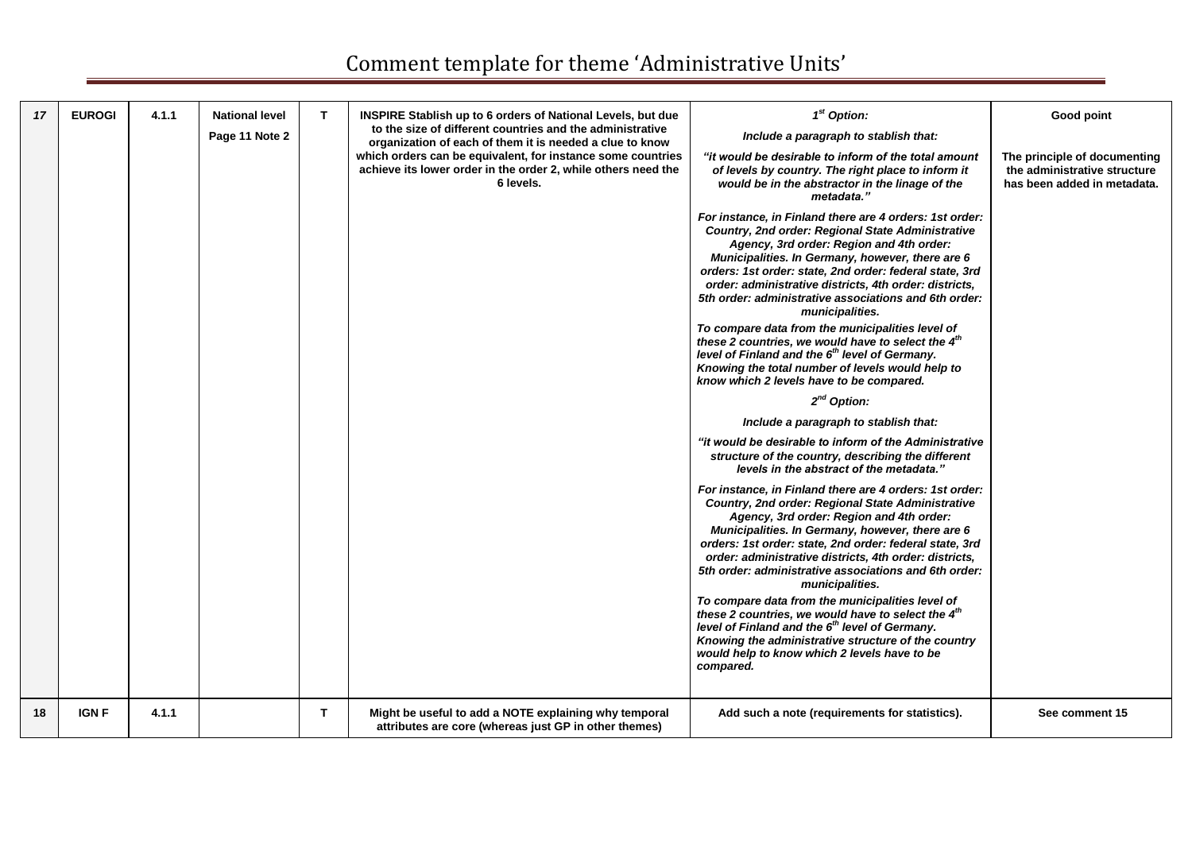# Comment template for theme 'Administrative Units'

| | | | | | | | |
|---|---|---|---|---|---|---|---|
| ***17*** | **EUROGI** | **4.1.1** | **National level**<br>**Page 11 Note 2** | **T** | **INSPIRE Stablish up to 6 orders of National Levels, but due to the size of different countries and the administrative organization of each of them it is needed a clue to know which orders can be equivalent, for instance some countries achieve its lower order in the order 2, while others need the 6 levels.** | ***1st Option:***<br><br>***Include a paragraph to stablish that:***<br><br>***"it would be desirable to inform of the total amount of levels by country. The right place to inform it would be in the abstractor in the linage of the metadata."***<br><br>***For instance, in Finland there are 4 orders: 1st order: Country, 2nd order: Regional State Administrative Agency, 3rd order: Region and 4th order: Municipalities. In Germany, however, there are 6 orders: 1st order: state, 2nd order: federal state, 3rd order: administrative districts, 4th order: districts, 5th order: administrative associations and 6th order: municipalities.***<br><br>***To compare data from the municipalities level of these 2 countries, we would have to select the 4th level of Finland and the 6th level of Germany. Knowing the total number of levels would help to know which 2 levels have to be compared.***<br><br>***2nd Option:***<br><br>***Include a paragraph to stablish that:***<br><br>***"it would be desirable to inform of the Administrative structure of the country, describing the different levels in the abstract of the metadata."***<br><br>***For instance, in Finland there are 4 orders: 1st order: Country, 2nd order: Regional State Administrative Agency, 3rd order: Region and 4th order: Municipalities. In Germany, however, there are 6 orders: 1st order: state, 2nd order: federal state, 3rd order: administrative districts, 4th order: districts, 5th order: administrative associations and 6th order: municipalities.***<br><br>***To compare data from the municipalities level of these 2 countries, we would have to select the 4th level of Finland and the 6th level of Germany. Knowing the administrative structure of the country would help to know which 2 levels have to be compared.*** | **Good point**<br><br>**The principle of documenting the administrative structure has been added in metadata.** |
| **18** | **IGN F** | **4.1.1** | | **T** | **Might be useful to add a NOTE explaining why temporal attributes are core (whereas just GP in other themes)** | **Add such a note (requirements for statistics).** | **See comment 15** |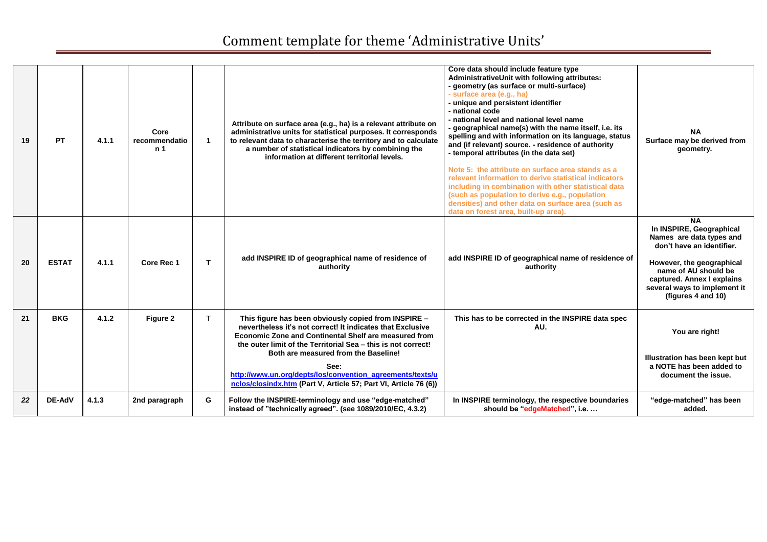# Comment template for theme 'Administrative Units'

| | | | | | | | |
|---|---|---|---|---|---|---|---|
| 19 | PT | 4.1.1 | Core recommendation 1 | 1 | Attribute on surface area (e.g., ha) is a relevant attribute on administrative units for statistical purposes. It corresponds to relevant data to characterise the territory and to calculate a number of statistical indicators by combining the information at different territorial levels. | Core data should include feature type AdministrativeUnit with following attributes:<br>- geometry (as surface or multi-surface)<br>- surface area (e.g., ha)<br>- unique and persistent identifier<br>- national code<br>- national level and national level name<br>- geographical name(s) with the name itself, i.e. its spelling and with information on its language, status and (if relevant) source. - residence of authority<br>- temporal attributes (in the data set)<br><br>Note 5: the attribute on surface area stands as a relevant information to derive statistical indicators including in combination with other statistical data (such as population to derive e.g., population densities) and other data on surface area (such as data on forest area, built-up area). | NA<br>Surface may be derived from geometry. |
| 20 | ESTAT | 4.1.1 | Core Rec 1 | T | add INSPIRE ID of geographical name of residence of authority | add INSPIRE ID of geographical name of residence of authority | NA<br>In INSPIRE, Geographical Names are data types and don't have an identifier.<br><br>However, the geographical name of AU should be captured. Annex I explains several ways to implement it (figures 4 and 10) |
| 21 | BKG | 4.1.2 | Figure 2 | T | This figure has been obviously copied from INSPIRE – nevertheless it's not correct! It indicates that Exclusive Economic Zone and Continental Shelf are measured from the outer limit of the Territorial Sea – this is not correct! Both are measured from the Baseline!<br><br>See: [http://www.un.org/depts/los/convention_agreements/texts/unclos/closindx.htm](http://www.un.org/depts/los/convention_agreements/texts/unclos/closindx.htm) (Part V, Article 57; Part VI, Article 76 (6)) | This has to be corrected in the INSPIRE data spec AU. | You are right!<br><br>Illustration has been kept but a NOTE has been added to document the issue. |
| *22* | DE-AdV | 4.1.3 | 2nd paragraph | G | Follow the INSPIRE-terminology and use "edge-matched" instead of "technically agreed". (see 1089/2010/EC, 4.3.2) | In INSPIRE terminology, the respective boundaries should be "edgeMatched", i.e. … | "edge-matched" has been added. |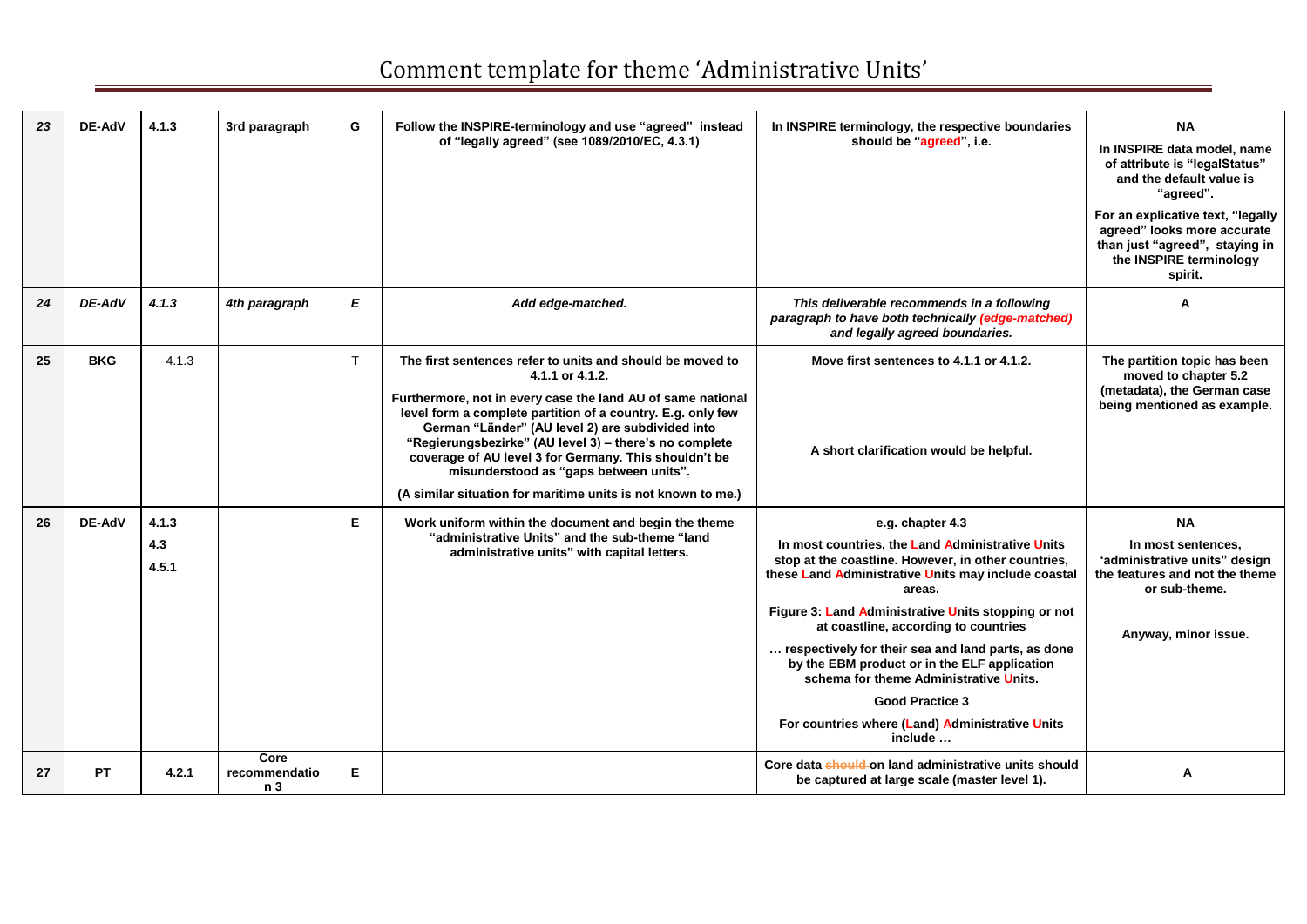# Comment template for theme 'Administrative Units'

| | | | | | | | |
|---|---|---|---|---|---|---|---|
| *23* | **DE-AdV** | **4.1.3** | **3rd paragraph** | **G** | **Follow the INSPIRE-terminology and use "agreed" instead of "legally agreed" (see 1089/2010/EC, 4.3.1)** | **In INSPIRE terminology, the respective boundaries should be "agreed", i.e.** | **NA**<br>**In INSPIRE data model, name of attribute is "legalStatus" and the default value is "agreed".**<br>**For an explicative text, "legally agreed" looks more accurate than just "agreed", staying in the INSPIRE terminology spirit.** |
| *24* | ***DE-AdV*** | ***4.1.3*** | ***4th paragraph*** | ***E*** | ***Add edge-matched.*** | ***This deliverable recommends in a following paragraph to have both technically (edge-matched) and legally agreed boundaries.*** | **A** |
| **25** | **BKG** | 4.1.3 | | T | **The first sentences refer to units and should be moved to 4.1.1 or 4.1.2.**<br>**Furthermore, not in every case the land AU of same national level form a complete partition of a country. E.g. only few German "Länder" (AU level 2) are subdivided into "Regierungsbezirke" (AU level 3) – there's no complete coverage of AU level 3 for Germany. This shouldn't be misunderstood as "gaps between units".**<br>**(A similar situation for maritime units is not known to me.)** | **Move first sentences to 4.1.1 or 4.1.2.**<br>**A short clarification would be helpful.** | **The partition topic has been moved to chapter 5.2 (metadata), the German case being mentioned as example.** |
| **26** | **DE-AdV** | **4.1.3**<br>**4.3**<br>**4.5.1** | | **E** | **Work uniform within the document and begin the theme "administrative Units" and the sub-theme "land administrative units" with capital letters.** | **e.g. chapter 4.3**<br>**In most countries, the Land Administrative Units stop at the coastline. However, in other countries, these Land Administrative Units may include coastal areas.**<br>**Figure 3: Land Administrative Units stopping or not at coastline, according to countries**<br>**… respectively for their sea and land parts, as done by the EBM product or in the ELF application schema for theme Administrative Units.**<br>**Good Practice 3**<br>**For countries where (Land) Administrative Units include …** | **NA**<br>**In most sentences, 'administrative units" design the features and not the theme or sub-theme.**<br>**Anyway, minor issue.** |
| **27** | **PT** | **4.2.1** | **Core recommendation 3** | **E** | | **Core data ~~should~~ on land administrative units should be captured at large scale (master level 1).** | **A** |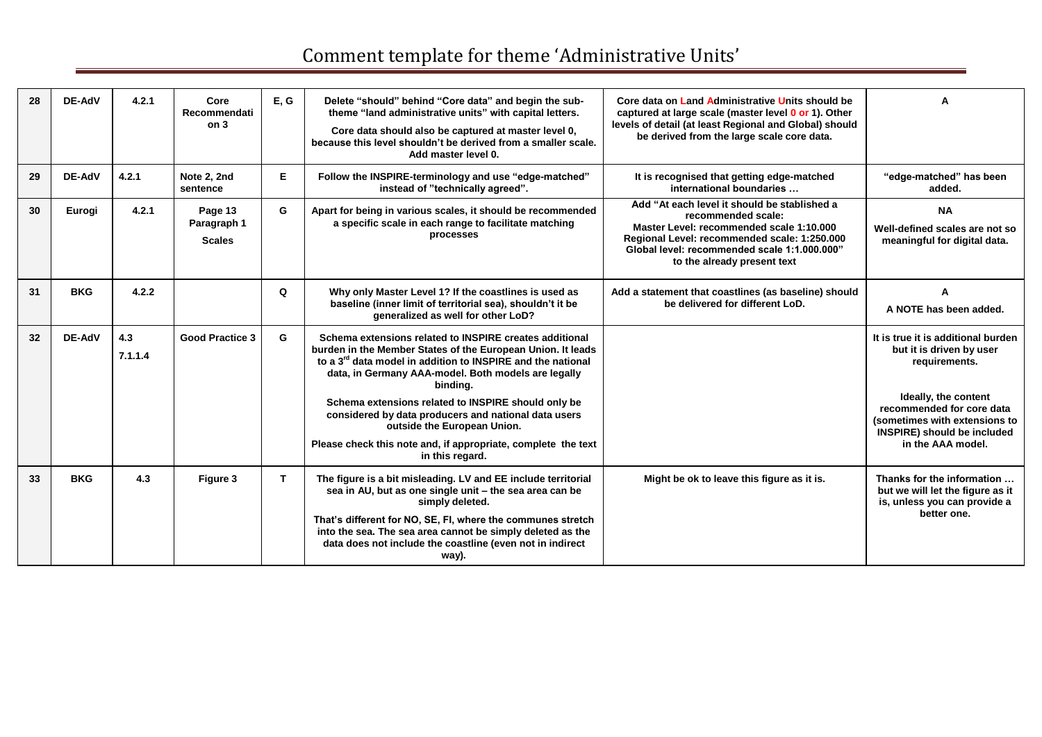# Comment template for theme 'Administrative Units'

| 28 | DE-AdV | 4.2.1 | Core Recommendation 3 | E, G | Delete "should" behind "Core data" and begin the sub-theme "land administrative units" with capital letters.<br><br>Core data should also be captured at master level 0, because this level shouldn't be derived from a smaller scale. Add master level 0. | Core data on Land Administrative Units should be captured at large scale (master level 0 or 1). Other levels of detail (at least Regional and Global) should be derived from the large scale core data. | A |
|---|---|---|---|---|---|---|---|
| 29 | DE-AdV | 4.2.1 | Note 2, 2nd sentence | E | Follow the INSPIRE-terminology and use "edge-matched" instead of "technically agreed". | It is recognised that getting edge-matched international boundaries … | "edge-matched" has been added. |
| 30 | Eurogi | 4.2.1 | Page 13 Paragraph 1<br><br>Scales | G | Apart for being in various scales, it should be recommended a specific scale in each range to facilitate matching processes | Add "At each level it should be stablished a recommended scale:<br>Master Level: recommended scale 1:10.000<br>Regional Level: recommended scale: 1:250.000<br>Global level: recommended scale 1:1.000.000"<br>to the already present text | NA<br><br>Well-defined scales are not so meaningful for digital data. |
| 31 | BKG | 4.2.2 | | Q | Why only Master Level 1? If the coastlines is used as baseline (inner limit of territorial sea), shouldn't it be generalized as well for other LoD? | Add a statement that coastlines (as baseline) should be delivered for different LoD. | A<br><br>A NOTE has been added. |
| 32 | DE-AdV | 4.3<br><br>7.1.1.4 | Good Practice 3 | G | Schema extensions related to INSPIRE creates additional burden in the Member States of the European Union. It leads to a 3rd data model in addition to INSPIRE and the national data, in Germany AAA-model. Both models are legally binding.<br><br>Schema extensions related to INSPIRE should only be considered by data producers and national data users outside the European Union.<br><br>Please check this note and, if appropriate, complete the text in this regard. | | It is true it is additional burden but it is driven by user requirements.<br><br>Ideally, the content recommended for core data (sometimes with extensions to INSPIRE) should be included in the AAA model. |
| 33 | BKG | 4.3 | Figure 3 | T | The figure is a bit misleading. LV and EE include territorial sea in AU, but as one single unit – the sea area can be simply deleted.<br><br>That's different for NO, SE, FI, where the communes stretch into the sea. The sea area cannot be simply deleted as the data does not include the coastline (even not in indirect way). | Might be ok to leave this figure as it is. | Thanks for the information … but we will let the figure as it is, unless you can provide a better one. |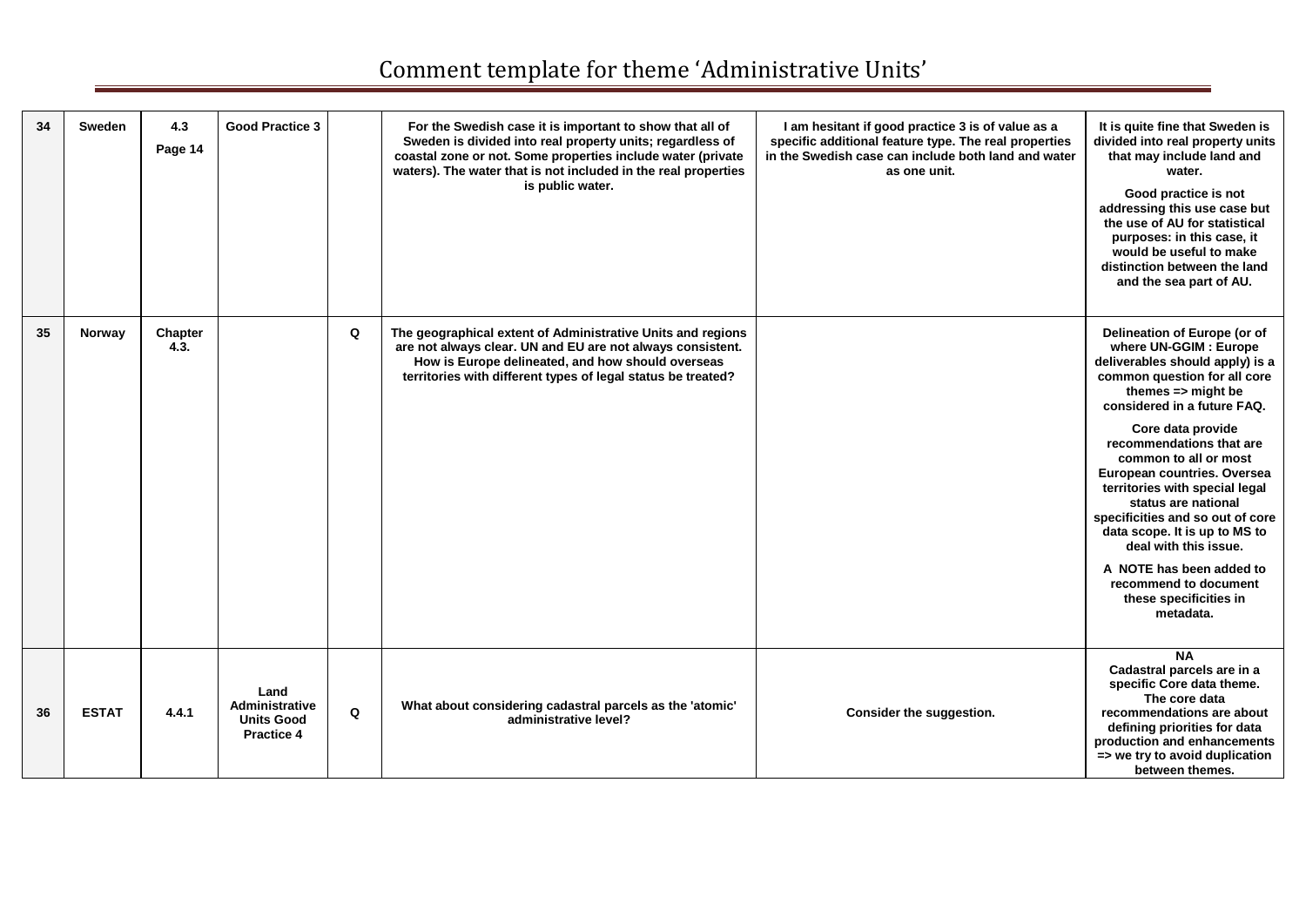# Comment template for theme 'Administrative Units'

| 34 | Sweden | 4.3 Page 14 | Good Practice 3 | | For the Swedish case it is important to show that all of Sweden is divided into real property units; regardless of coastal zone or not. Some properties include water (private waters). The water that is not included in the real properties is public water. | I am hesitant if good practice 3 is of value as a specific additional feature type. The real properties in the Swedish case can include both land and water as one unit. | It is quite fine that Sweden is divided into real property units that may include land and water.<br><br>Good practice is not addressing this use case but the use of AU for statistical purposes: in this case, it would be useful to make distinction between the land and the sea part of AU. |
|---|---|---|---|---|---|---|---|
| 35 | Norway | Chapter 4.3. | | Q | The geographical extent of Administrative Units and regions are not always clear. UN and EU are not always consistent. How is Europe delineated, and how should overseas territories with different types of legal status be treated? | | Delineation of Europe (or of where UN-GGIM : Europe deliverables should apply) is a common question for all core themes => might be considered in a future FAQ.<br><br>Core data provide recommendations that are common to all or most European countries. Oversea territories with special legal status are national specificities and so out of core data scope. It is up to MS to deal with this issue.<br><br>A NOTE has been added to recommend to document these specificities in metadata. |
| 36 | ESTAT | 4.4.1 | Land Administrative Units Good Practice 4 | Q | What about considering cadastral parcels as the 'atomic' administrative level? | Consider the suggestion. | NA<br>Cadastral parcels are in a specific Core data theme. The core data recommendations are about defining priorities for data production and enhancements => we try to avoid duplication between themes. |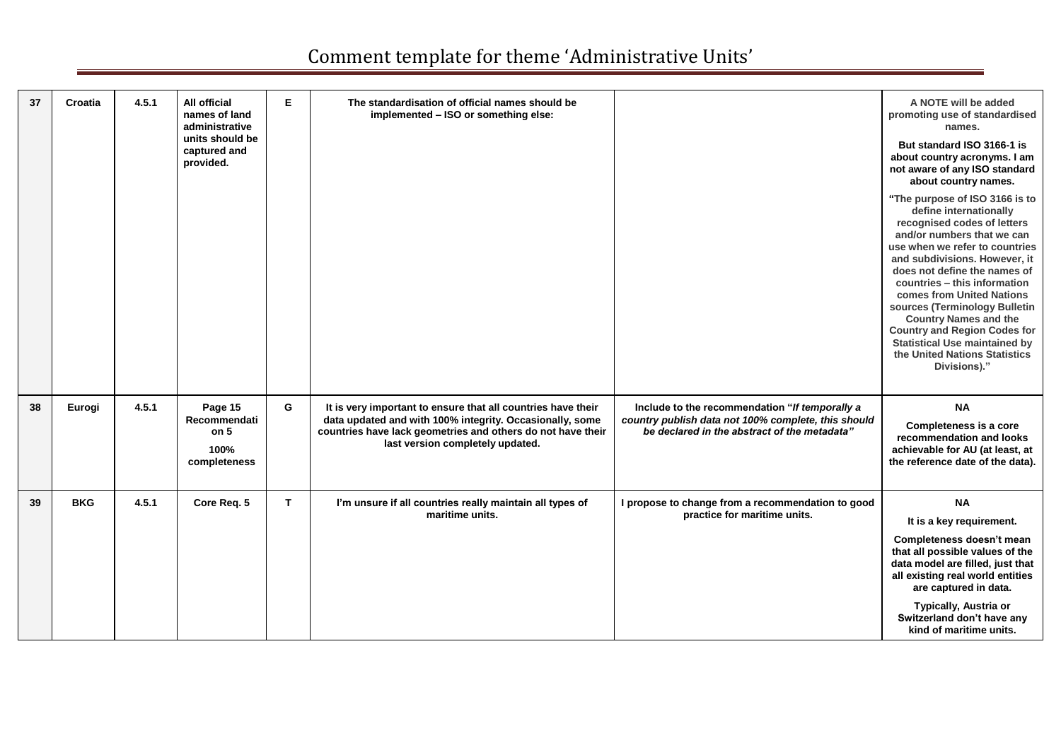# Comment template for theme 'Administrative Units'

| | | | | | | | |
|---|---|---|---|---|---|---|---|
| 37 | Croatia | 4.5.1 | All official names of land administrative units should be captured and provided. | E | The standardisation of official names should be implemented – ISO or something else: | | A NOTE will be added promoting use of standardised names.<br><br>But standard ISO 3166-1 is about country acronyms. I am not aware of any ISO standard about country names.<br><br>"The purpose of ISO 3166 is to define internationally recognised codes of letters and/or numbers that we can use when we refer to countries and subdivisions. However, it does not define the names of countries – this information comes from United Nations sources (Terminology Bulletin Country Names and the Country and Region Codes for Statistical Use maintained by the United Nations Statistics Divisions)." |
| 38 | Eurogi | 4.5.1 | Page 15 Recommendation 5<br><br>100% completeness | G | It is very important to ensure that all countries have their data updated and with 100% integrity. Occasionally, some countries have lack geometries and others do not have their last version completely updated. | Include to the recommendation "*If temporally a country publish data not 100% complete, this should be declared in the abstract of the metadata*" | NA<br><br>Completeness is a core recommendation and looks achievable for AU (at least, at the reference date of the data). |
| 39 | BKG | 4.5.1 | Core Req. 5 | T | I'm unsure if all countries really maintain all types of maritime units. | I propose to change from a recommendation to good practice for maritime units. | NA<br><br>It is a key requirement.<br><br>Completeness doesn't mean that all possible values of the data model are filled, just that all existing real world entities are captured in data.<br><br>Typically, Austria or Switzerland don't have any kind of maritime units. |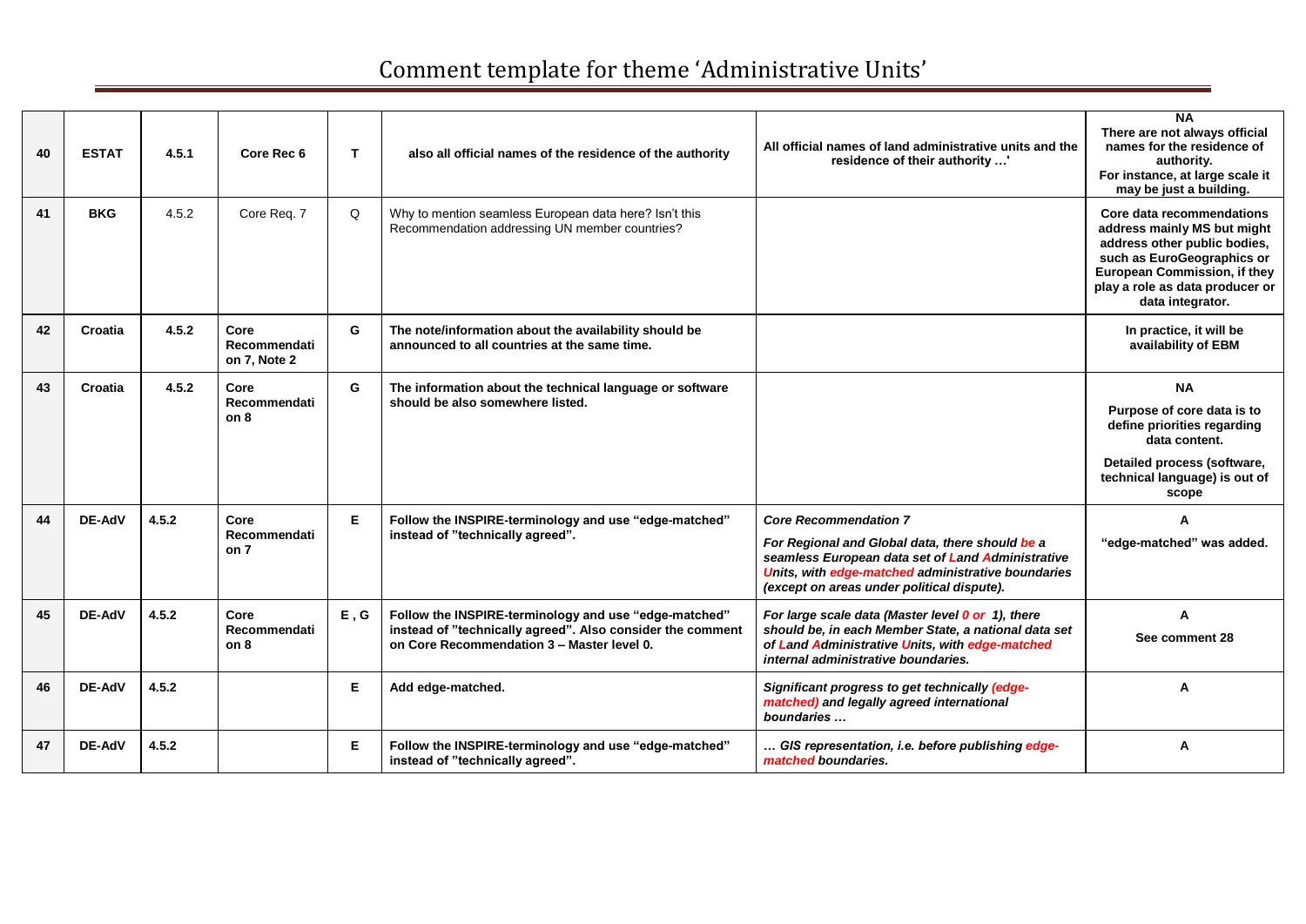# Comment template for theme 'Administrative Units'

| | | | | | | | |
|---|---|---|---|---|---|---|---|
| 40 | ESTAT | 4.5.1 | Core Rec 6 | T | also all official names of the residence of the authority | All official names of land administrative units and the residence of their authority …' | NA<br>There are not always official names for the residence of authority.<br>For instance, at large scale it may be just a building. |
| 41 | BKG | 4.5.2 | Core Req. 7 | Q | Why to mention seamless European data here? Isn't this Recommendation addressing UN member countries? | | Core data recommendations address mainly MS but might address other public bodies, such as EuroGeographics or European Commission, if they play a role as data producer or data integrator. |
| 42 | Croatia | 4.5.2 | Core Recommendation 7, Note 2 | G | The note/information about the availability should be announced to all countries at the same time. | | In practice, it will be availability of EBM |
| 43 | Croatia | 4.5.2 | Core Recommendation 8 | G | The information about the technical language or software should be also somewhere listed. | | NA<br>Purpose of core data is to define priorities regarding data content.<br>Detailed process (software, technical language) is out of scope |
| 44 | DE-AdV | 4.5.2 | Core Recommendation 7 | E | Follow the INSPIRE-terminology and use "edge-matched" instead of "technically agreed". | *Core Recommendation 7*<br>*For Regional and Global data, there should be a seamless European data set of Land Administrative Units, with edge-matched administrative boundaries (except on areas under political dispute).* | A<br>"edge-matched" was added. |
| 45 | DE-AdV | 4.5.2 | Core Recommendation 8 | E , G | Follow the INSPIRE-terminology and use "edge-matched" instead of "technically agreed". Also consider the comment on Core Recommendation 3 – Master level 0. | *For large scale data (Master level 0 or 1), there should be, in each Member State, a national data set of Land Administrative Units, with edge-matched internal administrative boundaries.* | A<br>See comment 28 |
| 46 | DE-AdV | 4.5.2 | | E | Add edge-matched. | *Significant progress to get technically (edge-matched) and legally agreed international boundaries …* | A |
| 47 | DE-AdV | 4.5.2 | | E | Follow the INSPIRE-terminology and use "edge-matched" instead of "technically agreed". | *… GIS representation, i.e. before publishing edge-matched boundaries.* | A |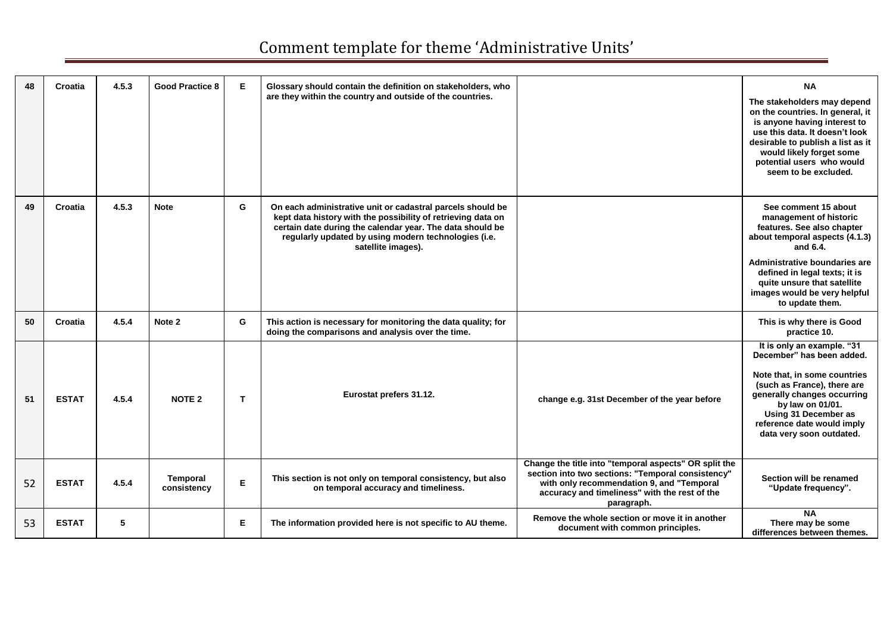# Comment template for theme 'Administrative Units'

| | | | | | | | |
|---|---|---|---|---|---|---|---|
| 48 | Croatia | 4.5.3 | Good Practice 8 | E | Glossary should contain the definition on stakeholders, who are they within the country and outside of the countries. | | NA<br>The stakeholders may depend on the countries. In general, it is anyone having interest to use this data. It doesn't look desirable to publish a list as it would likely forget some potential users who would seem to be excluded. |
| 49 | Croatia | 4.5.3 | Note | G | On each administrative unit or cadastral parcels should be kept data history with the possibility of retrieving data on certain date during the calendar year. The data should be regularly updated by using modern technologies (i.e. satellite images). | | See comment 15 about management of historic features. See also chapter about temporal aspects (4.1.3) and 6.4.<br>Administrative boundaries are defined in legal texts; it is quite unsure that satellite images would be very helpful to update them. |
| 50 | Croatia | 4.5.4 | Note 2 | G | This action is necessary for monitoring the data quality; for doing the comparisons and analysis over the time. | | This is why there is Good practice 10. |
| 51 | ESTAT | 4.5.4 | NOTE 2 | T | Eurostat prefers 31.12. | change e.g. 31st December of the year before | It is only an example. "31 December" has been added.<br>Note that, in some countries (such as France), there are generally changes occurring by law on 01/01.<br>Using 31 December as reference date would imply data very soon outdated. |
| 52 | ESTAT | 4.5.4 | Temporal consistency | E | This section is not only on temporal consistency, but also on temporal accuracy and timeliness. | Change the title into "temporal aspects" OR split the section into two sections: "Temporal consistency" with only recommendation 9, and "Temporal accuracy and timeliness" with the rest of the paragraph. | Section will be renamed "Update frequency". |
| 53 | ESTAT | 5 | | E | The information provided here is not specific to AU theme. | Remove the whole section or move it in another document with common principles. | NA<br>There may be some differences between themes. |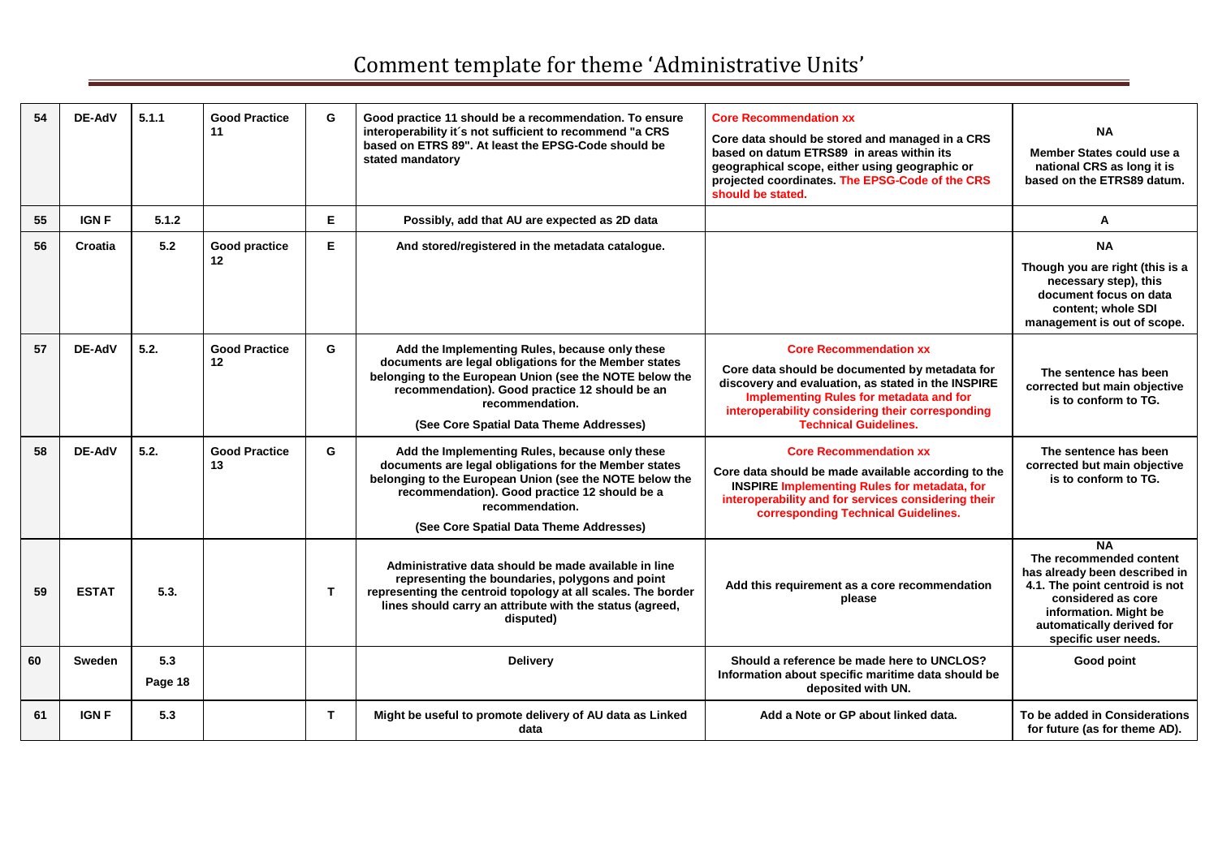# Comment template for theme 'Administrative Units'

| | | | | | | | |
|---|---|---|---|---|---|---|---|
| 54 | DE-AdV | 5.1.1 | Good Practice 11 | G | Good practice 11 should be a recommendation. To ensure interoperability it´s not sufficient to recommend "a CRS based on ETRS 89". At least the EPSG-Code should be stated mandatory | **Core Recommendation xx**<br>Core data should be stored and managed in a CRS based on datum ETRS89 in areas within its geographical scope, either using geographic or projected coordinates. **The EPSG-Code of the CRS should be stated.** | NA<br>Member States could use a national CRS as long it is based on the ETRS89 datum. |
| 55 | IGN F | 5.1.2 | | E | Possibly, add that AU are expected as 2D data | | A |
| 56 | Croatia | 5.2 | Good practice 12 | E | And stored/registered in the metadata catalogue. | | NA<br>Though you are right (this is a necessary step), this document focus on data content; whole SDI management is out of scope. |
| 57 | DE-AdV | 5.2. | Good Practice 12 | G | Add the Implementing Rules, because only these documents are legal obligations for the Member states belonging to the European Union (see the NOTE below the recommendation). Good practice 12 should be an recommendation.<br><br>(See Core Spatial Data Theme Addresses) | **Core Recommendation xx**<br>Core data should be documented by metadata for discovery and evaluation, as stated in the INSPIRE **Implementing Rules for metadata and for interoperability considering their corresponding Technical Guidelines.** | The sentence has been corrected but main objective is to conform to TG. |
| 58 | DE-AdV | 5.2. | Good Practice 13 | G | Add the Implementing Rules, because only these documents are legal obligations for the Member states belonging to the European Union (see the NOTE below the recommendation). Good practice 12 should be a recommendation.<br><br>(See Core Spatial Data Theme Addresses) | **Core Recommendation xx**<br>Core data should be made available according to the INSPIRE **Implementing Rules for metadata, for interoperability and for services considering their corresponding Technical Guidelines.** | The sentence has been corrected but main objective is to conform to TG. |
| 59 | ESTAT | 5.3. | | T | Administrative data should be made available in line representing the boundaries, polygons and point representing the centroid topology at all scales. The border lines should carry an attribute with the status (agreed, disputed) | Add this requirement as a core recommendation please | NA<br>The recommended content has already been described in 4.1. The point centroid is not considered as core information. Might be automatically derived for specific user needs. |
| 60 | Sweden | 5.3<br>Page 18 | | | Delivery | Should a reference be made here to UNCLOS? Information about specific maritime data should be deposited with UN. | Good point |
| 61 | IGN F | 5.3 | | T | Might be useful to promote delivery of AU data as Linked data | Add a Note or GP about linked data. | To be added in Considerations for future (as for theme AD). |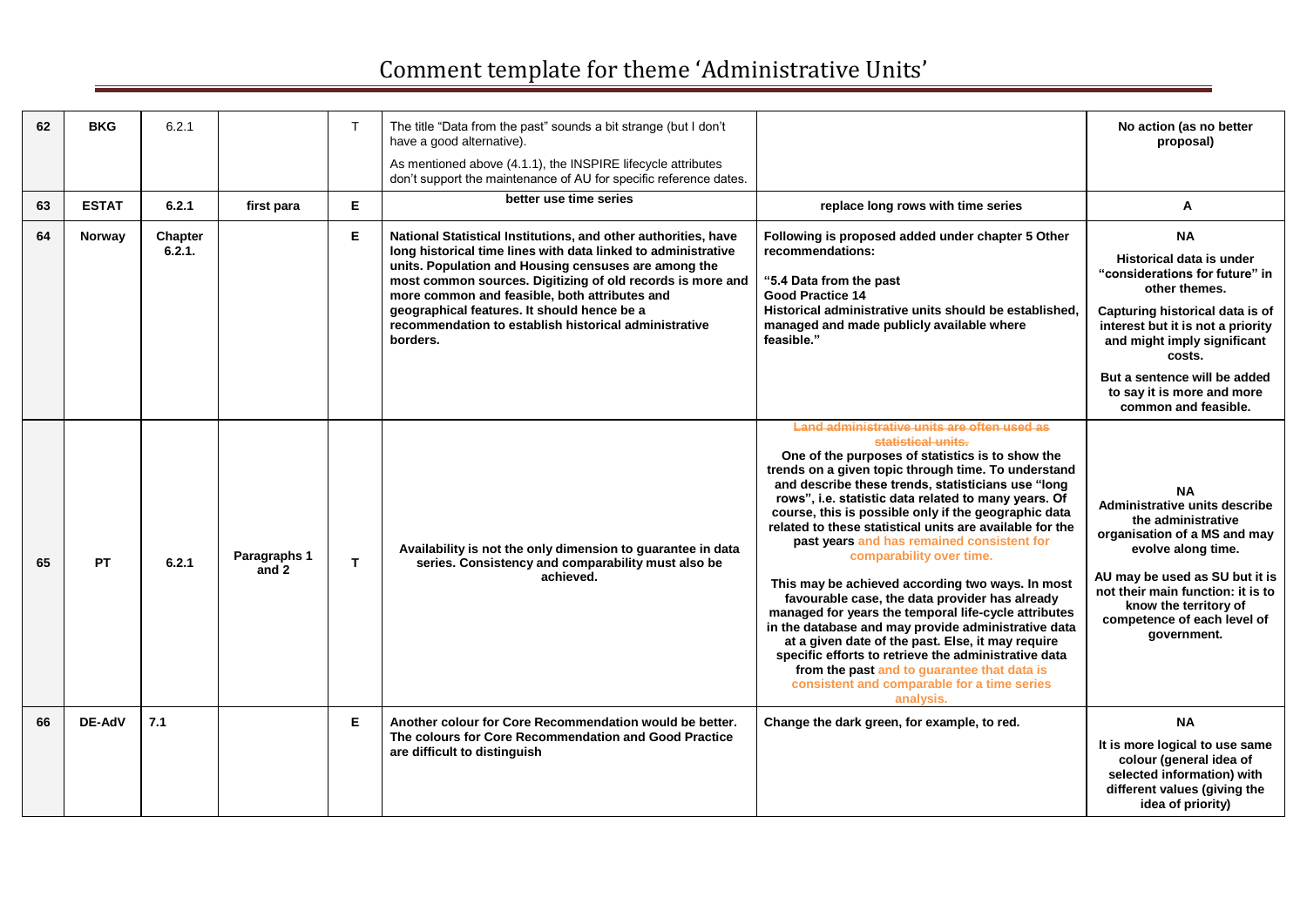# Comment template for theme 'Administrative Units'

| | | | | | | | |
|---|---|---|---|---|---|---|---|
| 62 | BKG | 6.2.1 | | T | The title "Data from the past" sounds a bit strange (but I don't have a good alternative).<br><br>As mentioned above (4.1.1), the INSPIRE lifecycle attributes don't support the maintenance of AU for specific reference dates. | | **No action (as no better proposal)** |
| 63 | **ESTAT** | **6.2.1** | **first para** | **E** | **better use time series** | **replace long rows with time series** | **A** |
| 64 | **Norway** | **Chapter 6.2.1.** | | **E** | **National Statistical Institutions, and other authorities, have long historical time lines with data linked to administrative units. Population and Housing censuses are among the most common sources. Digitizing of old records is more and more common and feasible, both attributes and geographical features. It should hence be a recommendation to establish historical administrative borders.** | **Following is proposed added under chapter 5 Other recommendations:**<br><br>**"5.4 Data from the past**<br>**Good Practice 14**<br>**Historical administrative units should be established, managed and made publicly available where feasible."** | **NA**<br><br>**Historical data is under "considerations for future" in other themes.**<br><br>**Capturing historical data is of interest but it is not a priority and might imply significant costs.**<br><br>**But a sentence will be added to say it is more and more common and feasible.** |
| 65 | **PT** | **6.2.1** | **Paragraphs 1 and 2** | **T** | **Availability is not the only dimension to guarantee in data series. Consistency and comparability must also be achieved.** | ~~**Land administrative units are often used as statistical units.**~~<br>**One of the purposes of statistics is to show the trends on a given topic through time. To understand and describe these trends, statisticians use "long rows", i.e. statistic data related to many years. Of course, this is possible only if the geographic data related to these statistical units are available for the past years and has remained consistent for comparability over time.**<br><br>**This may be achieved according two ways. In most favourable case, the data provider has already managed for years the temporal life-cycle attributes in the database and may provide administrative data at a given date of the past. Else, it may require specific efforts to retrieve the administrative data from the past and to guarantee that data is consistent and comparable for a time series analysis.** | **NA**<br>**Administrative units describe the administrative organisation of a MS and may evolve along time.**<br><br>**AU may be used as SU but it is not their main function: it is to know the territory of competence of each level of government.** |
| 66 | **DE-AdV** | **7.1** | | **E** | **Another colour for Core Recommendation would be better. The colours for Core Recommendation and Good Practice are difficult to distinguish** | **Change the dark green, for example, to red.** | **NA**<br><br>**It is more logical to use same colour (general idea of selected information) with different values (giving the idea of priority)** |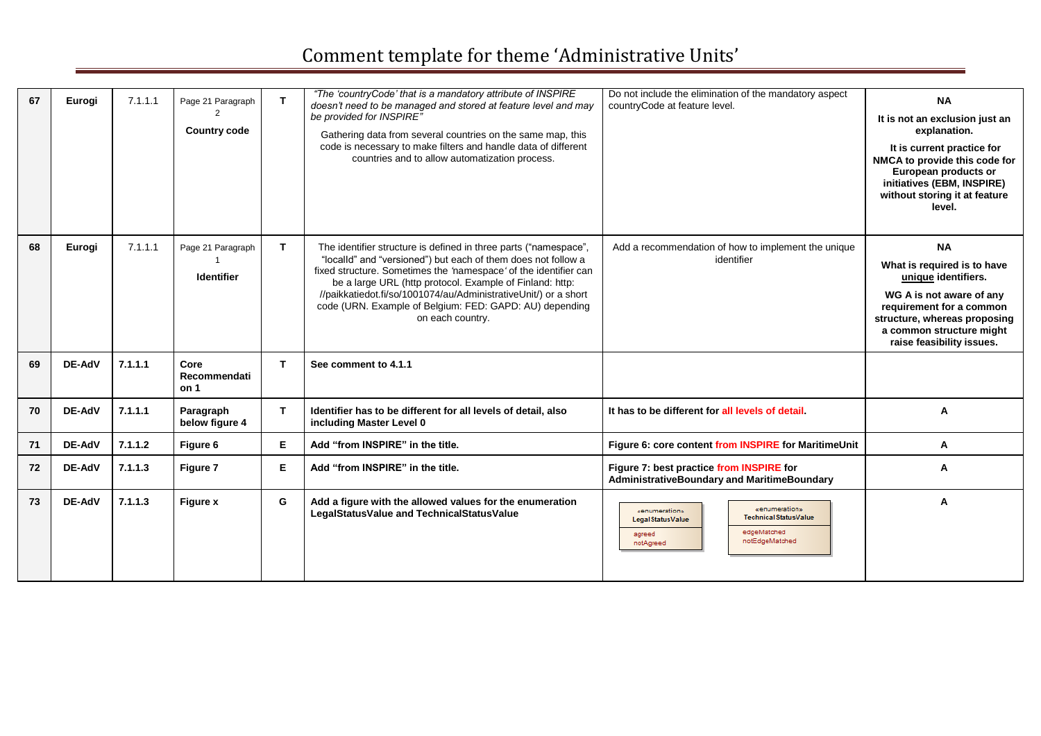# Comment template for theme 'Administrative Units'

| | | | | | | | |
|---|---|---|---|---|---|---|---|
| 67 | Eurogi | 7.1.1.1 | Page 21 Paragraph 2 **Country code** | T | *"The 'countryCode' that is a mandatory attribute of INSPIRE doesn't need to be managed and stored at feature level and may be provided for INSPIRE"* Gathering data from several countries on the same map, this code is necessary to make filters and handle data of different countries and to allow automatization process. | Do not include the elimination of the mandatory aspect countryCode at feature level. | **NA** **It is not an exclusion just an explanation.** **It is current practice for NMCA to provide this code for European products or initiatives (EBM, INSPIRE) without storing it at feature level.** |
| 68 | Eurogi | 7.1.1.1 | Page 21 Paragraph 1 **Identifier** | T | The identifier structure is defined in three parts ("namespace", "localId" and "versioned") but each of them does not follow a fixed structure. Sometimes the 'namespace' of the identifier can be a large URL (http protocol. Example of Finland: http: //paikkatiedot.fi/so/1001074/au/AdministrativeUnit/) or a short code (URN. Example of Belgium: FED: GAPD: AU) depending on each country. | Add a recommendation of how to implement the unique identifier | **NA** **What is required is to have unique identifiers.** **WG A is not aware of any requirement for a common structure, whereas proposing a common structure might raise feasibility issues.** |
| 69 | **DE-AdV** | **7.1.1.1** | **Core Recommendation 1** | T | **See comment to 4.1.1** | | |
| 70 | **DE-AdV** | **7.1.1.1** | **Paragraph below figure 4** | T | **Identifier has to be different for all levels of detail, also including Master Level 0** | **It has to be different for all levels of detail.** | **A** |
| 71 | **DE-AdV** | **7.1.1.2** | **Figure 6** | E | **Add "from INSPIRE" in the title.** | **Figure 6: core content from INSPIRE for MaritimeUnit** | **A** |
| 72 | **DE-AdV** | **7.1.1.3** | **Figure 7** | E | **Add "from INSPIRE" in the title.** | **Figure 7: best practice from INSPIRE for AdministrativeBoundary and MaritimeBoundary** | **A** |
| 73 | **DE-AdV** | **7.1.1.3** | **Figure x** | G | **Add a figure with the allowed values for the enumeration LegalStatusValue and TechnicalStatusValue** | «enumeration» LegalStatusValue: agreed, notAgreed; «enumeration» TechnicalStatusValue: edgeMatched, notEdgeMatched | **A** |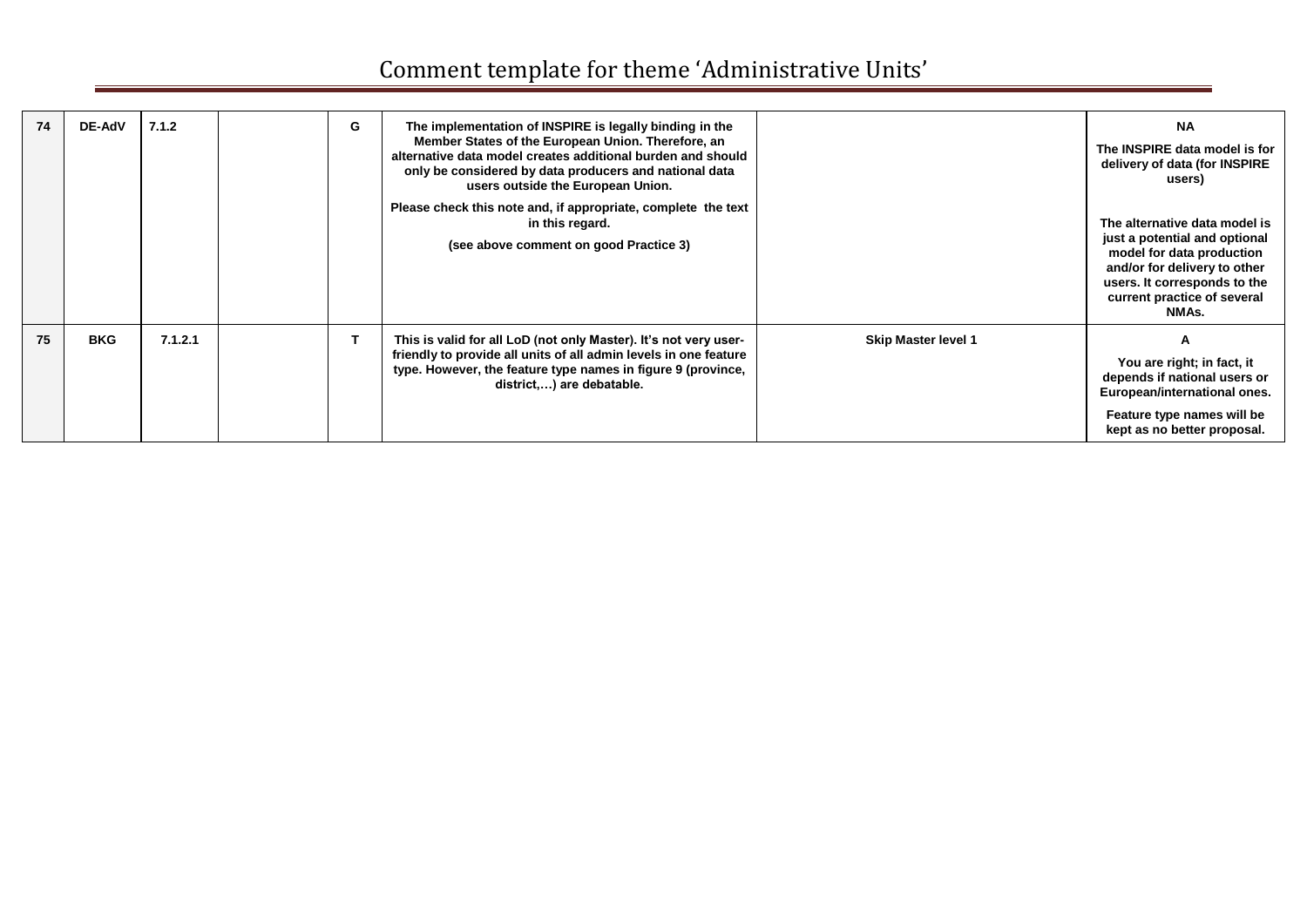# Comment template for theme 'Administrative Units'

| | | | | | | | |
|---|---|---|---|---|---|---|---|
| 74 | DE-AdV | 7.1.2 | | G | The implementation of INSPIRE is legally binding in the Member States of the European Union. Therefore, an alternative data model creates additional burden and should only be considered by data producers and national data users outside the European Union.<br>Please check this note and, if appropriate, complete the text in this regard.<br>(see above comment on good Practice 3) | | NA<br>The INSPIRE data model is for delivery of data (for INSPIRE users)<br>The alternative data model is just a potential and optional model for data production and/or for delivery to other users. It corresponds to the current practice of several NMAs. |
| 75 | BKG | 7.1.2.1 | | T | This is valid for all LoD (not only Master). It's not very user-friendly to provide all units of all admin levels in one feature type. However, the feature type names in figure 9 (province, district,…) are debatable. | Skip Master level 1 | A<br>You are right; in fact, it depends if national users or European/international ones.<br>Feature type names will be kept as no better proposal. |